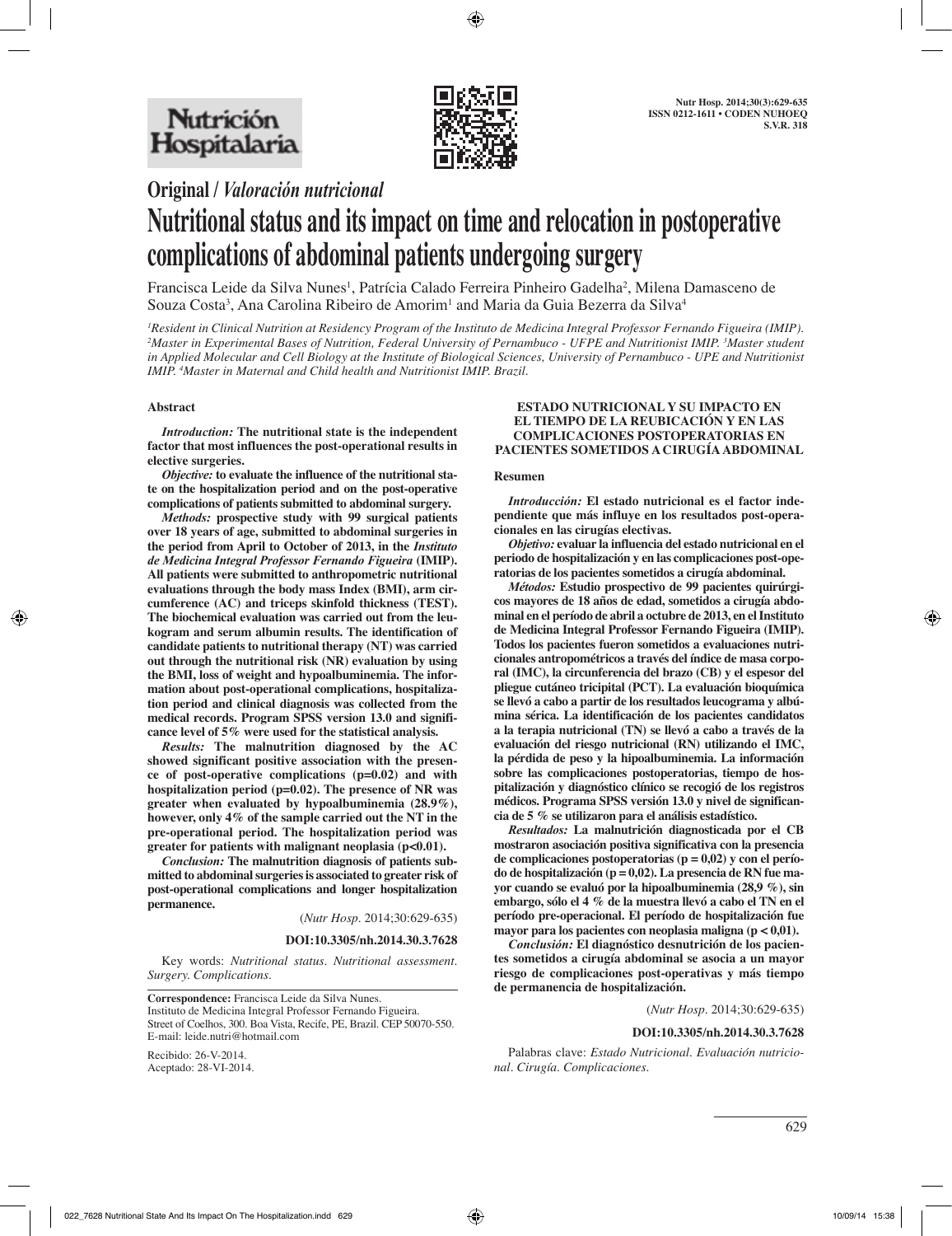**Original / *Valoración nutricional***

# Nutritional status and its impact on time and relocation in postoperative complications of abdominal patients undergoing surgery

Francisca Leide da Silva Nunes[1], Patrícia Calado Ferreira Pinheiro Gadelha[2], Milena Damasceno de Souza Costa[3], Ana Carolina Ribeiro de Amorim[1] and Maria da Guia Bezerra da Silva[4]

*[1]Resident in Clinical Nutrition at Residency Program of the Instituto de Medicina Integral Professor Fernando Figueira (IMIP). [2]Master in Experimental Bases of Nutrition, Federal University of Pernambuco - UFPE and Nutritionist IMIP. [3]Master student in Applied Molecular and Cell Biology at the Institute of Biological Sciences, University of Pernambuco - UPE and Nutritionist IMIP. [4]Master in Maternal and Child health and Nutritionist IMIP. Brazil.*

## Abstract

***Introduction:*** **The nutritional state is the independent factor that most influences the post-operational results in elective surgeries.**

***Objective:*** **to evaluate the influence of the nutritional state on the hospitalization period and on the post-operative complications of patients submitted to abdominal surgery.**

***Methods:*** **prospective study with 99 surgical patients over 18 years of age, submitted to abdominal surgeries in the period from April to October of 2013, in the *Instituto de Medicina Integral Professor Fernando Figueira* (IMIP). All patients were submitted to anthropometric nutritional evaluations through the body mass Index (BMI), arm circumference (AC) and triceps skinfold thickness (TEST). The biochemical evaluation was carried out from the leukogram and serum albumin results. The identification of candidate patients to nutritional therapy (NT) was carried out through the nutritional risk (NR) evaluation by using the BMI, loss of weight and hypoalbuminemia. The information about post-operational complications, hospitalization period and clinical diagnosis was collected from the medical records. Program SPSS version 13.0 and significance level of 5% were used for the statistical analysis.**

***Results:*** **The malnutrition diagnosed by the AC showed significant positive association with the presence of post-operative complications (p=0.02) and with hospitalization period (p=0.02). The presence of NR was greater when evaluated by hypoalbuminemia (28.9%), however, only 4% of the sample carried out the NT in the pre-operational period. The hospitalization period was greater for patients with malignant neoplasia (p<0.01).**

***Conclusion:*** **The malnutrition diagnosis of patients submitted to abdominal surgeries is associated to greater risk of post-operational complications and longer hospitalization permanence.**

(*Nutr Hosp*. 2014;30:629-635)

**DOI:10.3305/nh.2014.30.3.7628**

Key words: *Nutritional status. Nutritional assessment. Surgery. Complications.*

**Correspondence:** Francisca Leide da Silva Nunes.
Instituto de Medicina Integral Professor Fernando Figueira.
Street of Coelhos, 300. Boa Vista, Recife, PE, Brazil. CEP 50070-550.
E-mail: leide.nutri@hotmail.com

Recibido: 26-V-2014.
Aceptado: 28-VI-2014.

## ESTADO NUTRICIONAL Y SU IMPACTO EN EL TIEMPO DE LA REUBICACIÓN Y EN LAS COMPLICACIONES POSTOPERATORIAS EN PACIENTES SOMETIDOS A CIRUGÍA ABDOMINAL

### Resumen

***Introducción:*** **El estado nutricional es el factor independiente que más influye en los resultados post-operacionales en las cirugías electivas.**

***Objetivo:*** **evaluar la influencia del estado nutricional en el periodo de hospitalización y en las complicaciones post-operatorias de los pacientes sometidos a cirugía abdominal.**

***Métodos:*** **Estudio prospectivo de 99 pacientes quirúrgicos mayores de 18 años de edad, sometidos a cirugía abdominal en el período de abril a octubre de 2013, en el Instituto de Medicina Integral Professor Fernando Figueira (IMIP). Todos los pacientes fueron sometidos a evaluaciones nutricionales antropométricos a través del índice de masa corporal (IMC), la circunferencia del brazo (CB) y el espesor del pliegue cutáneo tricipital (PCT). La evaluación bioquímica se llevó a cabo a partir de los resultados leucograma y albúmina sérica. La identificación de los pacientes candidatos a la terapia nutricional (TN) se llevó a cabo a través de la evaluación del riesgo nutricional (RN) utilizando el IMC, la pérdida de peso y la hipoalbuminemia. La información sobre las complicaciones postoperatorias, tiempo de hospitalización y diagnóstico clínico se recogió de los registros médicos. Programa SPSS versión 13.0 y nivel de significancia de 5 % se utilizaron para el análisis estadístico.**

***Resultados:*** **La malnutrición diagnosticada por el CB mostraron asociación positiva significativa con la presencia de complicaciones postoperatorias (p = 0,02) y con el período de hospitalización (p = 0,02). La presencia de RN fue mayor cuando se evaluó por la hipoalbuminemia (28,9 %), sin embargo, sólo el 4 % de la muestra llevó a cabo el TN en el período pre-operacional. El período de hospitalización fue mayor para los pacientes con neoplasia maligna (p < 0,01).**

***Conclusión:*** **El diagnóstico desnutrición de los pacientes sometidos a cirugía abdominal se asocia a un mayor riesgo de complicaciones post-operativas y más tiempo de permanencia de hospitalización.**

(*Nutr Hosp*. 2014;30:629-635)

**DOI:10.3305/nh.2014.30.3.7628**

Palabras clave: *Estado Nutricional. Evaluación nutricional. Cirugía. Complicaciones.*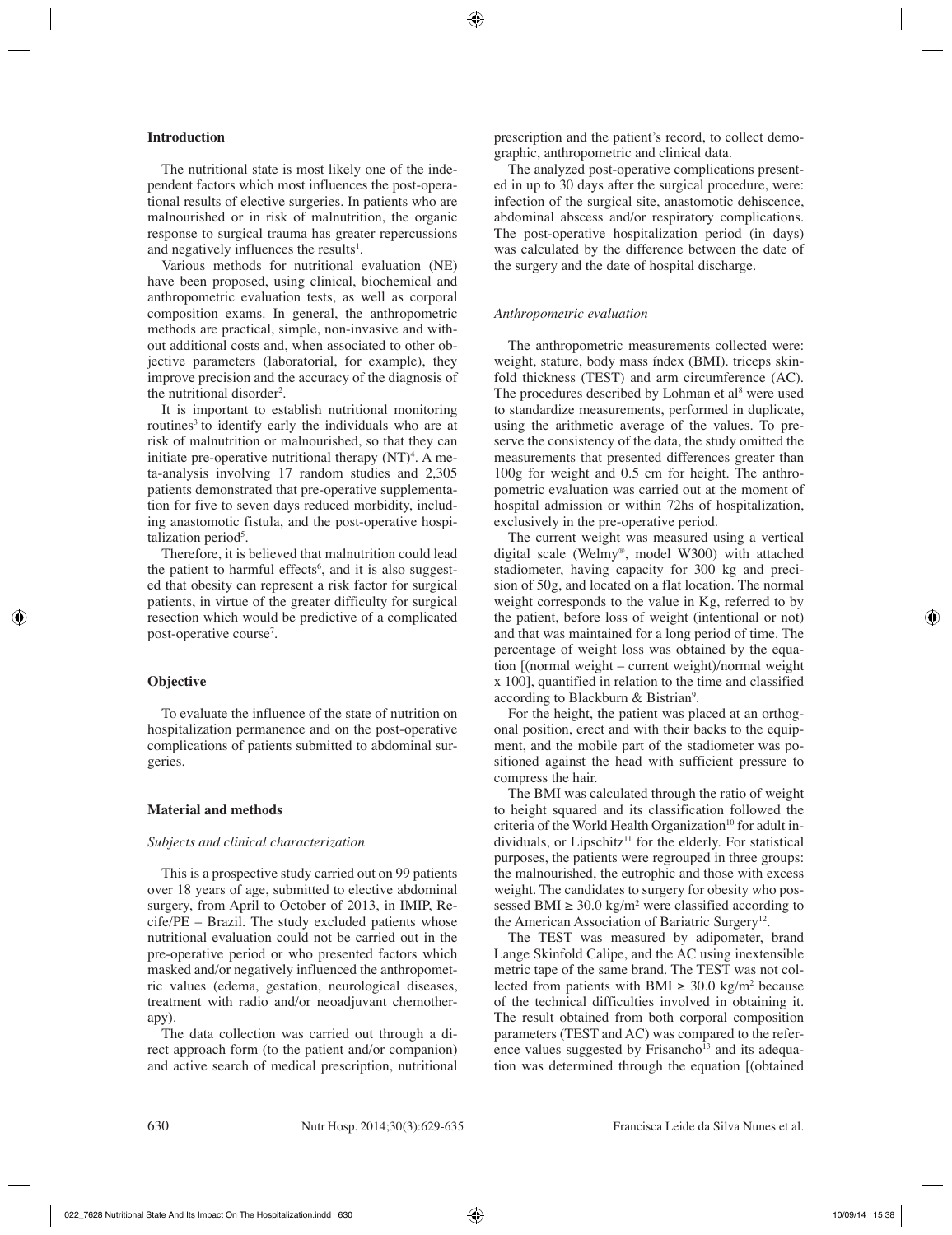## Introduction

The nutritional state is most likely one of the independent factors which most influences the post-operational results of elective surgeries. In patients who are malnourished or in risk of malnutrition, the organic response to surgical trauma has greater repercussions and negatively influences the results[1].

Various methods for nutritional evaluation (NE) have been proposed, using clinical, biochemical and anthropometric evaluation tests, as well as corporal composition exams. In general, the anthropometric methods are practical, simple, non-invasive and without additional costs and, when associated to other objective parameters (laboratorial, for example), they improve precision and the accuracy of the diagnosis of the nutritional disorder[2].

It is important to establish nutritional monitoring routines[3] to identify early the individuals who are at risk of malnutrition or malnourished, so that they can initiate pre-operative nutritional therapy (NT)[4]. A meta-analysis involving 17 random studies and 2,305 patients demonstrated that pre-operative supplementation for five to seven days reduced morbidity, including anastomotic fistula, and the post-operative hospitalization period[5].

Therefore, it is believed that malnutrition could lead the patient to harmful effects[6], and it is also suggested that obesity can represent a risk factor for surgical patients, in virtue of the greater difficulty for surgical resection which would be predictive of a complicated post-operative course[7].

## Objective

To evaluate the influence of the state of nutrition on hospitalization permanence and on the post-operative complications of patients submitted to abdominal surgeries.

## Material and methods

### *Subjects and clinical characterization*

This is a prospective study carried out on 99 patients over 18 years of age, submitted to elective abdominal surgery, from April to October of 2013, in IMIP, Recife/PE – Brazil. The study excluded patients whose nutritional evaluation could not be carried out in the pre-operative period or who presented factors which masked and/or negatively influenced the anthropometric values (edema, gestation, neurological diseases, treatment with radio and/or neoadjuvant chemotherapy).

The data collection was carried out through a direct approach form (to the patient and/or companion) and active search of medical prescription, nutritional prescription and the patient's record, to collect demographic, anthropometric and clinical data.

The analyzed post-operative complications presented in up to 30 days after the surgical procedure, were: infection of the surgical site, anastomotic dehiscence, abdominal abscess and/or respiratory complications. The post-operative hospitalization period (in days) was calculated by the difference between the date of the surgery and the date of hospital discharge.

### *Anthropometric evaluation*

The anthropometric measurements collected were: weight, stature, body mass índex (BMI). triceps skinfold thickness (TEST) and arm circumference (AC). The procedures described by Lohman et al[8] were used to standardize measurements, performed in duplicate, using the arithmetic average of the values. To preserve the consistency of the data, the study omitted the measurements that presented differences greater than 100g for weight and 0.5 cm for height. The anthropometric evaluation was carried out at the moment of hospital admission or within 72hs of hospitalization, exclusively in the pre-operative period.

The current weight was measured using a vertical digital scale (Welmy®, model W300) with attached stadiometer, having capacity for 300 kg and precision of 50g, and located on a flat location. The normal weight corresponds to the value in Kg, referred to by the patient, before loss of weight (intentional or not) and that was maintained for a long period of time. The percentage of weight loss was obtained by the equation [(normal weight – current weight)/normal weight x 100], quantified in relation to the time and classified according to Blackburn & Bistrian[9].

For the height, the patient was placed at an orthogonal position, erect and with their backs to the equipment, and the mobile part of the stadiometer was positioned against the head with sufficient pressure to compress the hair.

The BMI was calculated through the ratio of weight to height squared and its classification followed the criteria of the World Health Organization[10] for adult individuals, or Lipschitz[11] for the elderly. For statistical purposes, the patients were regrouped in three groups: the malnourished, the eutrophic and those with excess weight. The candidates to surgery for obesity who possessed BMI $\geq 30.0$ kg/m$^2$ were classified according to the American Association of Bariatric Surgery[12].

The TEST was measured by adipometer, brand Lange Skinfold Calipe, and the AC using inextensible metric tape of the same brand. The TEST was not collected from patients with BMI $\geq 30.0$ kg/m$^2$ because of the technical difficulties involved in obtaining it. The result obtained from both corporal composition parameters (TEST and AC) was compared to the reference values suggested by Frisancho[13] and its adequation was determined through the equation [(obtained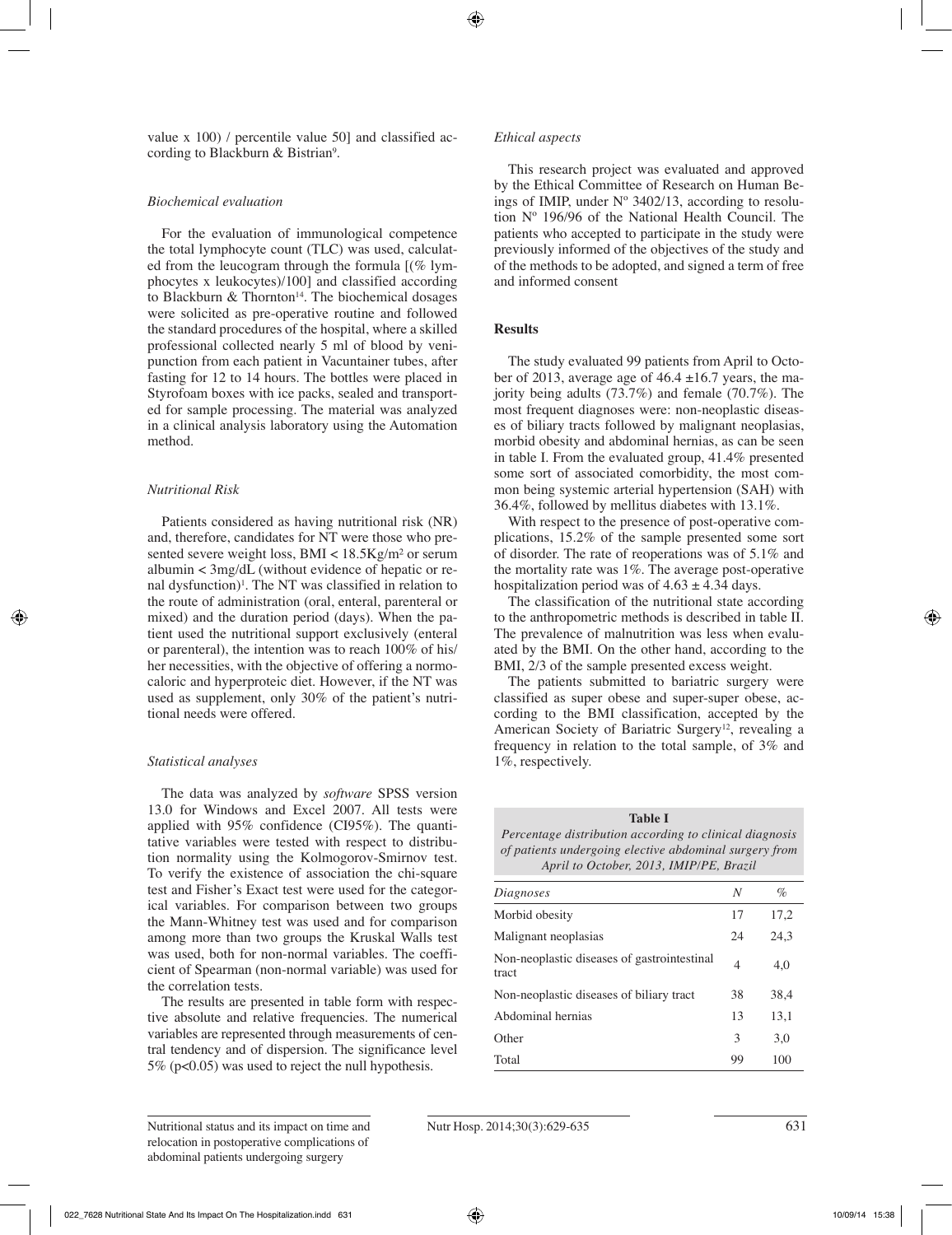value x 100) / percentile value 50] and classified according to Blackburn & Bistrian[9].

### *Biochemical evaluation*

For the evaluation of immunological competence the total lymphocyte count (TLC) was used, calculated from the leucogram through the formula [(% lymphocytes x leukocytes)/100] and classified according to Blackburn & Thornton[14]. The biochemical dosages were solicited as pre-operative routine and followed the standard procedures of the hospital, where a skilled professional collected nearly 5 ml of blood by venipunction from each patient in Vacuntainer tubes, after fasting for 12 to 14 hours. The bottles were placed in Styrofoam boxes with ice packs, sealed and transported for sample processing. The material was analyzed in a clinical analysis laboratory using the Automation method.

### *Nutritional Risk*

Patients considered as having nutritional risk (NR) and, therefore, candidates for NT were those who presented severe weight loss, BMI < 18.5Kg/m$^2$ or serum albumin < 3mg/dL (without evidence of hepatic or renal dysfunction)[1]. The NT was classified in relation to the route of administration (oral, enteral, parenteral or mixed) and the duration period (days). When the patient used the nutritional support exclusively (enteral or parenteral), the intention was to reach 100% of his/her necessities, with the objective of offering a normocaloric and hyperproteic diet. However, if the NT was used as supplement, only 30% of the patient's nutritional needs were offered.

### *Statistical analyses*

The data was analyzed by *software* SPSS version 13.0 for Windows and Excel 2007. All tests were applied with 95% confidence (CI95%). The quantitative variables were tested with respect to distribution normality using the Kolmogorov-Smirnov test. To verify the existence of association the chi-square test and Fisher's Exact test were used for the categorical variables. For comparison between two groups the Mann-Whitney test was used and for comparison among more than two groups the Kruskal Walls test was used, both for non-normal variables. The coefficient of Spearman (non-normal variable) was used for the correlation tests.

The results are presented in table form with respective absolute and relative frequencies. The numerical variables are represented through measurements of central tendency and of dispersion. The significance level 5% ($p<0.05$) was used to reject the null hypothesis.

### *Ethical aspects*

This research project was evaluated and approved by the Ethical Committee of Research on Human Beings of IMIP, under Nº 3402/13, according to resolution Nº 196/96 of the National Health Council. The patients who accepted to participate in the study were previously informed of the objectives of the study and of the methods to be adopted, and signed a term of free and informed consent

## **Results**

The study evaluated 99 patients from April to October of 2013, average age of 46.4 ±16.7 years, the majority being adults (73.7%) and female (70.7%). The most frequent diagnoses were: non-neoplastic diseases of biliary tracts followed by malignant neoplasias, morbid obesity and abdominal hernias, as can be seen in table I. From the evaluated group, 41.4% presented some sort of associated comorbidity, the most common being systemic arterial hypertension (SAH) with 36.4%, followed by mellitus diabetes with 13.1%.

With respect to the presence of post-operative complications, 15.2% of the sample presented some sort of disorder. The rate of reoperations was of 5.1% and the mortality rate was 1%. The average post-operative hospitalization period was of 4.63 ± 4.34 days.

The classification of the nutritional state according to the anthropometric methods is described in table II. The prevalence of malnutrition was less when evaluated by the BMI. On the other hand, according to the BMI, 2/3 of the sample presented excess weight.

The patients submitted to bariatric surgery were classified as super obese and super-super obese, according to the BMI classification, accepted by the American Society of Bariatric Surgery[12], revealing a frequency in relation to the total sample, of 3% and 1%, respectively.

**Table I**
*Percentage distribution according to clinical diagnosis of patients undergoing elective abdominal surgery from April to October, 2013, IMIP/PE, Brazil*

| *Diagnoses* | *N* | *%* |
|---|---|---|
| Morbid obesity | 17 | 17,2 |
| Malignant neoplasias | 24 | 24,3 |
| Non-neoplastic diseases of gastrointestinal tract | 4 | 4,0 |
| Non-neoplastic diseases of biliary tract | 38 | 38,4 |
| Abdominal hernias | 13 | 13,1 |
| Other | 3 | 3,0 |
| Total | 99 | 100 |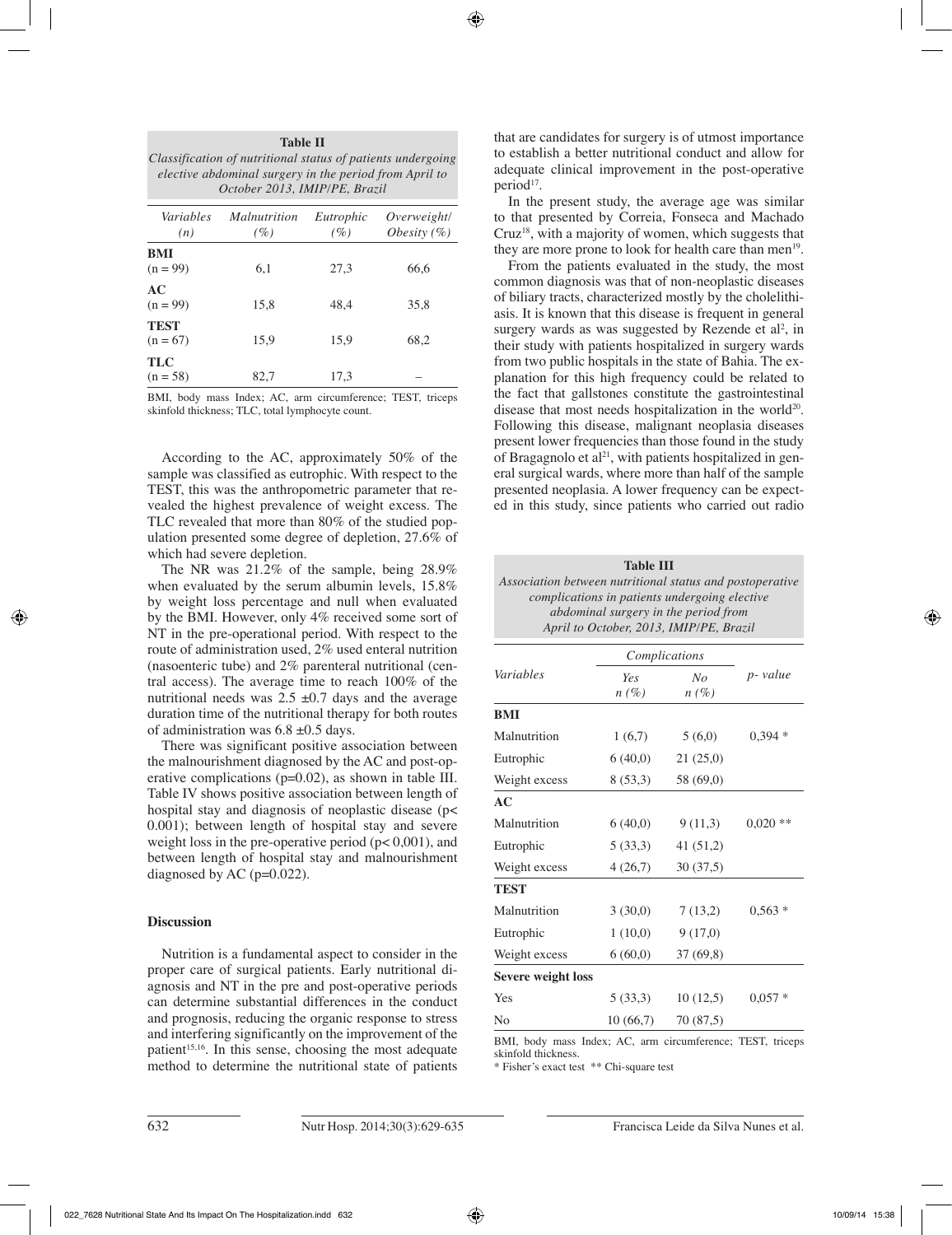**Table II**

*Classification of nutritional status of patients undergoing elective abdominal surgery in the period from April to October 2013, IMIP/PE, Brazil*

| *Variables (n)* | *Malnutrition (%)* | *Eutrophic (%)* | *Overweight/ Obesity (%)* |
|---|---|---|---|
| **BMI** (n = 99) | 6,1 | 27,3 | 66,6 |
| **AC** (n = 99) | 15,8 | 48,4 | 35,8 |
| **TEST** (n = 67) | 15,9 | 15,9 | 68,2 |
| **TLC** (n = 58) | 82,7 | 17,3 | – |

BMI, body mass Index; AC, arm circumference; TEST, triceps skinfold thickness; TLC, total lymphocyte count.

According to the AC, approximately 50% of the sample was classified as eutrophic. With respect to the TEST, this was the anthropometric parameter that revealed the highest prevalence of weight excess. The TLC revealed that more than 80% of the studied population presented some degree of depletion, 27.6% of which had severe depletion.

The NR was 21.2% of the sample, being 28.9% when evaluated by the serum albumin levels, 15.8% by weight loss percentage and null when evaluated by the BMI. However, only 4% received some sort of NT in the pre-operational period. With respect to the route of administration used, 2% used enteral nutrition (nasoenteric tube) and 2% parenteral nutritional (central access). The average time to reach 100% of the nutritional needs was 2.5 ±0.7 days and the average duration time of the nutritional therapy for both routes of administration was 6.8 ±0.5 days.

There was significant positive association between the malnourishment diagnosed by the AC and post-operative complications (p=0.02), as shown in table III. Table IV shows positive association between length of hospital stay and diagnosis of neoplastic disease (p< 0.001); between length of hospital stay and severe weight loss in the pre-operative period (p< 0,001), and between length of hospital stay and malnourishment diagnosed by AC (p=0.022).

## Discussion

Nutrition is a fundamental aspect to consider in the proper care of surgical patients. Early nutritional diagnosis and NT in the pre and post-operative periods can determine substantial differences in the conduct and prognosis, reducing the organic response to stress and interfering significantly on the improvement of the patient[15,16]. In this sense, choosing the most adequate method to determine the nutritional state of patients that are candidates for surgery is of utmost importance to establish a better nutritional conduct and allow for adequate clinical improvement in the post-operative period[17].

In the present study, the average age was similar to that presented by Correia, Fonseca and Machado Cruz[18], with a majority of women, which suggests that they are more prone to look for health care than men[19].

From the patients evaluated in the study, the most common diagnosis was that of non-neoplastic diseases of biliary tracts, characterized mostly by the cholelithiasis. It is known that this disease is frequent in general surgery wards as was suggested by Rezende et al[2], in their study with patients hospitalized in surgery wards from two public hospitals in the state of Bahia. The explanation for this high frequency could be related to the fact that gallstones constitute the gastrointestinal disease that most needs hospitalization in the world[20]. Following this disease, malignant neoplasia diseases present lower frequencies than those found in the study of Bragagnolo et al[21], with patients hospitalized in general surgical wards, where more than half of the sample presented neoplasia. A lower frequency can be expected in this study, since patients who carried out radio

**Table III**

*Association between nutritional status and postoperative complications in patients undergoing elective abdominal surgery in the period from April to October, 2013, IMIP/PE, Brazil*

| *Variables* | *Complications* | | *p- value* |
|---|---|---|---|
| | *Yes n (%)* | *No n (%)* | |
| **BMI** | | | |
| Malnutrition | 1 (6,7) | 5 (6,0) | 0,394 * |
| Eutrophic | 6 (40,0) | 21 (25,0) | |
| Weight excess | 8 (53,3) | 58 (69,0) | |
| **AC** | | | |
| Malnutrition | 6 (40,0) | 9 (11,3) | 0,020 ** |
| Eutrophic | 5 (33,3) | 41 (51,2) | |
| Weight excess | 4 (26,7) | 30 (37,5) | |
| **TEST** | | | |
| Malnutrition | 3 (30,0) | 7 (13,2) | 0,563 * |
| Eutrophic | 1 (10,0) | 9 (17,0) | |
| Weight excess | 6 (60,0) | 37 (69,8) | |
| **Severe weight loss** | | | |
| Yes | 5 (33,3) | 10 (12,5) | 0,057 * |
| No | 10 (66,7) | 70 (87,5) | |

BMI, body mass Index; AC, arm circumference; TEST, triceps skinfold thickness.
* Fisher's exact test ** Chi-square test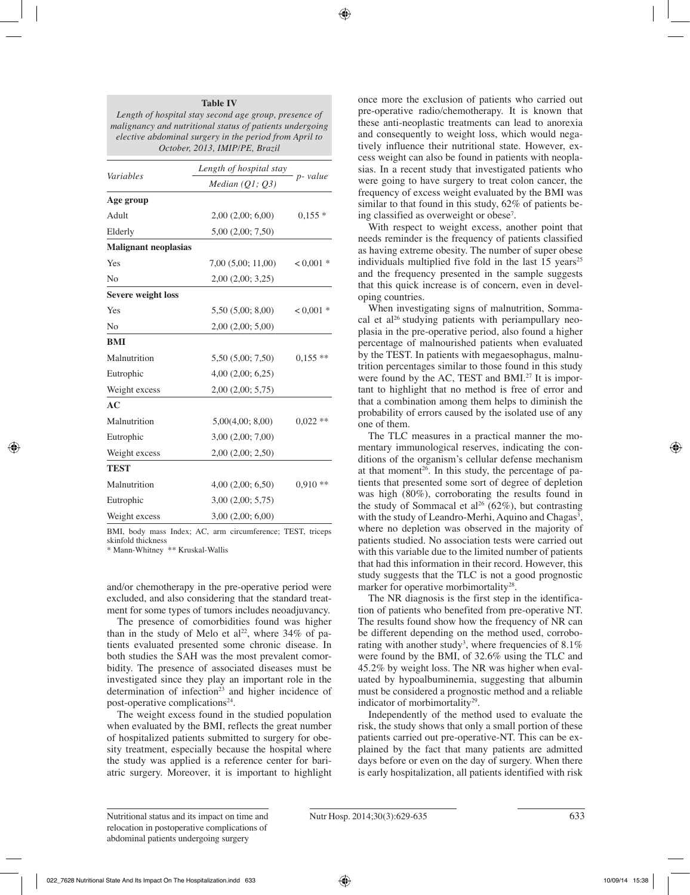**Table IV**
*Length of hospital stay second age group, presence of malignancy and nutritional status of patients undergoing elective abdominal surgery in the period from April to October, 2013, IMIP/PE, Brazil*

| Variables | Length of hospital stay Median (Q1; Q3) | p- value |
|---|---|---|
| **Age group** | | |
| Adult | 2,00 (2,00; 6,00) | 0,155 * |
| Elderly | 5,00 (2,00; 7,50) | |
| **Malignant neoplasias** | | |
| Yes | 7,00 (5,00; 11,00) | < 0,001 * |
| No | 2,00 (2,00; 3,25) | |
| **Severe weight loss** | | |
| Yes | 5,50 (5,00; 8,00) | < 0,001 * |
| No | 2,00 (2,00; 5,00) | |
| **BMI** | | |
| Malnutrition | 5,50 (5,00; 7,50) | 0,155 ** |
| Eutrophic | 4,00 (2,00; 6,25) | |
| Weight excess | 2,00 (2,00; 5,75) | |
| **AC** | | |
| Malnutrition | 5,00(4,00; 8,00) | 0,022 ** |
| Eutrophic | 3,00 (2,00; 7,00) | |
| Weight excess | 2,00 (2,00; 2,50) | |
| **TEST** | | |
| Malnutrition | 4,00 (2,00; 6,50) | 0,910 ** |
| Eutrophic | 3,00 (2,00; 5,75) | |
| Weight excess | 3,00 (2,00; 6,00) | |

BMI, body mass Index; AC, arm circumference; TEST, triceps skinfold thickness
* Mann-Whitney ** Kruskal-Wallis

and/or chemotherapy in the pre-operative period were excluded, and also considering that the standard treatment for some types of tumors includes neoadjuvancy.

The presence of comorbidities found was higher than in the study of Melo et al[22], where 34% of patients evaluated presented some chronic disease. In both studies the SAH was the most prevalent comorbidity. The presence of associated diseases must be investigated since they play an important role in the determination of infection[23] and higher incidence of post-operative complications[24].

The weight excess found in the studied population when evaluated by the BMI, reflects the great number of hospitalized patients submitted to surgery for obesity treatment, especially because the hospital where the study was applied is a reference center for bariatric surgery. Moreover, it is important to highlight once more the exclusion of patients who carried out pre-operative radio/chemotherapy. It is known that these anti-neoplastic treatments can lead to anorexia and consequently to weight loss, which would negatively influence their nutritional state. However, excess weight can also be found in patients with neoplasias. In a recent study that investigated patients who were going to have surgery to treat colon cancer, the frequency of excess weight evaluated by the BMI was similar to that found in this study, 62% of patients being classified as overweight or obese[7].

With respect to weight excess, another point that needs reminder is the frequency of patients classified as having extreme obesity. The number of super obese individuals multiplied five fold in the last 15 years[25] and the frequency presented in the sample suggests that this quick increase is of concern, even in developing countries.

When investigating signs of malnutrition, Sommacal et al[26] studying patients with periampullary neoplasia in the pre-operative period, also found a higher percentage of malnourished patients when evaluated by the TEST. In patients with megaesophagus, malnutrition percentages similar to those found in this study were found by the AC, TEST and BMI.[27] It is important to highlight that no method is free of error and that a combination among them helps to diminish the probability of errors caused by the isolated use of any one of them.

The TLC measures in a practical manner the momentary immunological reserves, indicating the conditions of the organism's cellular defense mechanism at that moment[26]. In this study, the percentage of patients that presented some sort of degree of depletion was high (80%), corroborating the results found in the study of Sommacal et al[26] (62%), but contrasting with the study of Leandro-Merhi, Aquino and Chagas[3], where no depletion was observed in the majority of patients studied. No association tests were carried out with this variable due to the limited number of patients that had this information in their record. However, this study suggests that the TLC is not a good prognostic marker for operative morbimortality[28].

The NR diagnosis is the first step in the identification of patients who benefited from pre-operative NT. The results found show how the frequency of NR can be different depending on the method used, corroborating with another study[3], where frequencies of 8.1% were found by the BMI, of 32.6% using the TLC and 45.2% by weight loss. The NR was higher when evaluated by hypoalbuminemia, suggesting that albumin must be considered a prognostic method and a reliable indicator of morbimortality[29].

Independently of the method used to evaluate the risk, the study shows that only a small portion of these patients carried out pre-operative-NT. This can be explained by the fact that many patients are admitted days before or even on the day of surgery. When there is early hospitalization, all patients identified with risk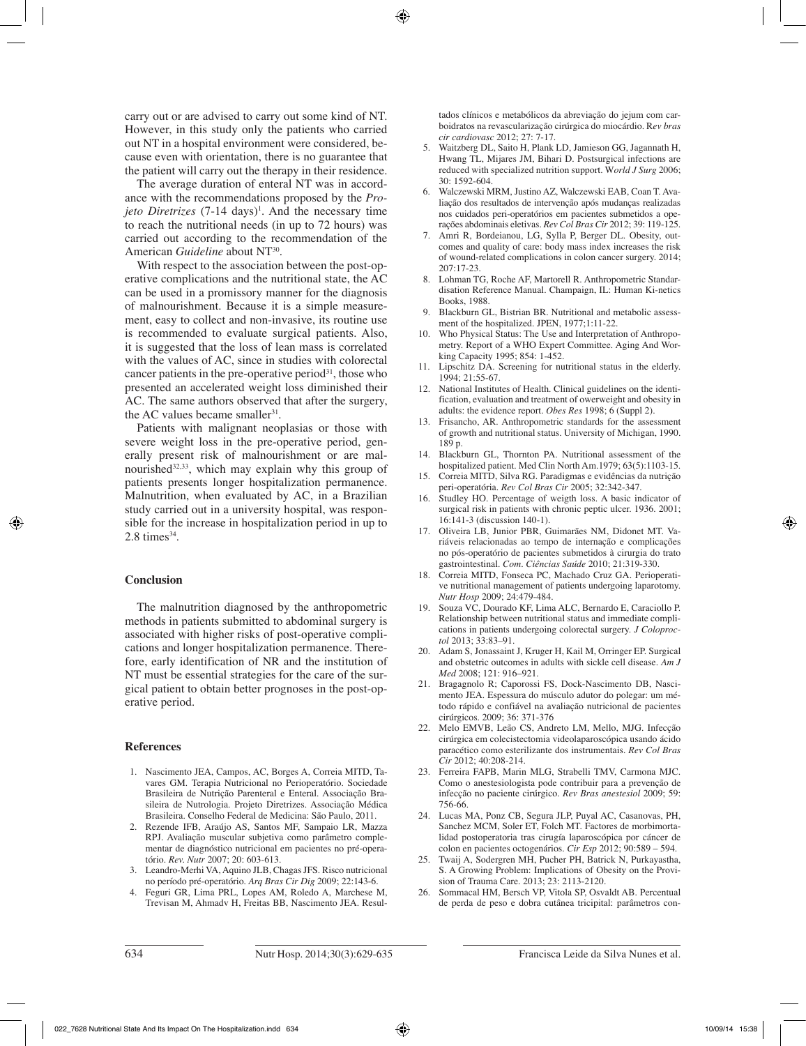carry out or are advised to carry out some kind of NT. However, in this study only the patients who carried out NT in a hospital environment were considered, because even with orientation, there is no guarantee that the patient will carry out the therapy in their residence.

The average duration of enteral NT was in accordance with the recommendations proposed by the *Projeto Diretrizes* (7-14 days)[1]. And the necessary time to reach the nutritional needs (in up to 72 hours) was carried out according to the recommendation of the American *Guideline* about NT[30].

With respect to the association between the post-operative complications and the nutritional state, the AC can be used in a promissory manner for the diagnosis of malnourishment. Because it is a simple measurement, easy to collect and non-invasive, its routine use is recommended to evaluate surgical patients. Also, it is suggested that the loss of lean mass is correlated with the values of AC, since in studies with colorectal cancer patients in the pre-operative period[31], those who presented an accelerated weight loss diminished their AC. The same authors observed that after the surgery, the AC values became smaller[31].

Patients with malignant neoplasias or those with severe weight loss in the pre-operative period, generally present risk of malnourishment or are malnourished[32,33], which may explain why this group of patients presents longer hospitalization permanence. Malnutrition, when evaluated by AC, in a Brazilian study carried out in a university hospital, was responsible for the increase in hospitalization period in up to 2.8 times[34].

## Conclusion

The malnutrition diagnosed by the anthropometric methods in patients submitted to abdominal surgery is associated with higher risks of post-operative complications and longer hospitalization permanence. Therefore, early identification of NR and the institution of NT must be essential strategies for the care of the surgical patient to obtain better prognoses in the post-operative period.

## References

1. Nascimento JEA, Campos, AC, Borges A, Correia MITD, Tavares GM. Terapia Nutricional no Perioperatório. Sociedade Brasileira de Nutrição Parenteral e Enteral. Associação Brasileira de Nutrologia. Projeto Diretrizes. Associação Médica Brasileira. Conselho Federal de Medicina: São Paulo, 2011.
2. Rezende IFB, Araújo AS, Santos MF, Sampaio LR, Mazza RPJ. Avaliação muscular subjetiva como parâmetro complementar de diagnóstico nutricional em pacientes no pré-operatório. *Rev. Nutr* 2007; 20: 603-613.
3. Leandro-Merhi VA, Aquino JLB, Chagas JFS. Risco nutricional no período pré-operatório. *Arq Bras Cir Dig* 2009; 22:143-6.
4. Feguri GR, Lima PRL, Lopes AM, Roledo A, Marchese M, Trevisan M, Ahmadv H, Freitas BB, Nascimento JEA. Resultados clínicos e metabólicos da abreviação do jejum com carboidratos na revascularização cirúrgica do miocárdio. R*ev bras cir cardiovasc* 2012; 27: 7-17.
5. Waitzberg DL, Saito H, Plank LD, Jamieson GG, Jagannath H, Hwang TL, Mijares JM, Bihari D. Postsurgical infections are reduced with specialized nutrition support. W*orld J Surg* 2006; 30: 1592-604.
6. Walczewski MRM, Justino AZ, Walczewski EAB, Coan T. Avaliação dos resultados de intervenção após mudanças realizadas nos cuidados peri-operatórios em pacientes submetidos a operações abdominais eletivas. *Rev Col Bras Cir* 2012; 39: 119-125.
7. Amri R, Bordeianou, LG, Sylla P, Berger DL. Obesity, outcomes and quality of care: body mass index increases the risk of wound-related complications in colon cancer surgery. 2014; 207:17-23.
8. Lohman TG, Roche AF, Martorell R. Anthropometric Standardisation Reference Manual. Champaign, IL: Human Ki-netics Books, 1988.
9. Blackburn GL, Bistrian BR. Nutritional and metabolic assessment of the hospitalized. JPEN, 1977;1:11-22.
10. Who Physical Status: The Use and Interpretation of Anthropometry. Report of a WHO Expert Committee. Aging And Working Capacity 1995; 854: 1-452.
11. Lipschitz DA. Screening for nutritional status in the elderly. 1994; 21:55-67.
12. National Institutes of Health. Clinical guidelines on the identification, evaluation and treatment of owerweight and obesity in adults: the evidence report. *Obes Res* 1998; 6 (Suppl 2).
13. Frisancho, AR. Anthropometric standards for the assessment of growth and nutritional status. University of Michigan, 1990. 189 p.
14. Blackburn GL, Thornton PA. Nutritional assessment of the hospitalized patient. Med Clin North Am.1979; 63(5):1103-15.
15. Correia MITD, Silva RG. Paradigmas e evidências da nutrição peri-operatória. *Rev Col Bras Cir* 2005; 32:342-347.
16. Studley HO. Percentage of weigth loss. A basic indicator of surgical risk in patients with chronic peptic ulcer. 1936. 2001; 16:141-3 (discussion 140-1).
17. Oliveira LB, Junior PBR, Guimarães NM, Didonet MT. Variáveis relacionadas ao tempo de internação e complicações no pós-operatório de pacientes submetidos à cirurgia do trato gastrointestinal. *Com. Ciências Saúde* 2010; 21:319-330.
18. Correia MITD, Fonseca PC, Machado Cruz GA. Perioperative nutritional management of patients undergoing laparotomy. *Nutr Hosp* 2009; 24:479-484.
19. Souza VC, Dourado KF, Lima ALC, Bernardo E, Caraciollo P. Relationship between nutritional status and immediate complications in patients undergoing colorectal surgery. *J Coloproctol* 2013; 33:83–91.
20. Adam S, Jonassaint J, Kruger H, Kail M, Orringer EP. Surgical and obstetric outcomes in adults with sickle cell disease. *Am J Med* 2008; 121: 916–921.
21. Bragagnolo R; Caporossi FS, Dock-Nascimento DB, Nascimento JEA. Espessura do músculo adutor do polegar: um método rápido e confiável na avaliação nutricional de pacientes cirúrgicos. 2009; 36: 371-376
22. Melo EMVB, Leão CS, Andreto LM, Mello, MJG. Infecção cirúrgica em colecistectomia videolaparoscópica usando ácido paracético como esterilizante dos instrumentais. *Rev Col Bras Cir* 2012; 40:208-214.
23. Ferreira FAPB, Marin MLG, Strabelli TMV, Carmona MJC. Como o anestesiologista pode contribuir para a prevenção de infecção no paciente cirúrgico. *Rev Bras anestesiol* 2009; 59: 756-66.
24. Lucas MA, Ponz CB, Segura JLP, Puyal AC, Casanovas, PH, Sanchez MCM, Soler ET, Folch MT. Factores de morbimortalidad postoperatoria tras cirugía laparoscópica por cáncer de colon en pacientes octogenários. *Cir Esp* 2012; 90:589 – 594.
25. Twaij A, Sodergren MH, Pucher PH, Batrick N, Purkayastha, S. A Growing Problem: Implications of Obesity on the Provision of Trauma Care. 2013; 23: 2113-2120.
26. Sommacal HM, Bersch VP, Vitola SP, Osvaldt AB. Percentual de perda de peso e dobra cutânea tricipital: parâmetros con-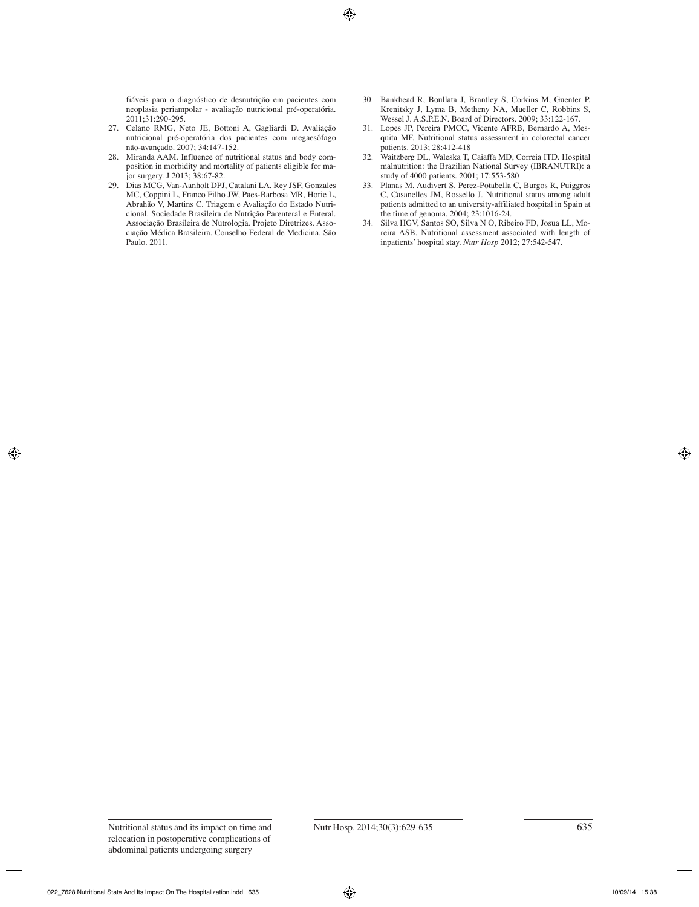fiáveis para o diagnóstico de desnutrição em pacientes com neoplasia periampolar - avaliação nutricional pré-operatória. 2011;31:290-295.

27. Celano RMG, Neto JE, Bottoni A, Gagliardi D. Avaliação nutricional pré-operatória dos pacientes com megaesôfago não-avançado. 2007; 34:147-152.
28. Miranda AAM. Influence of nutritional status and body composition in morbidity and mortality of patients eligible for major surgery. J 2013; 38:67-82.
29. Dias MCG, Van-Aanholt DPJ, Catalani LA, Rey JSF, Gonzales MC, Coppini L, Franco Filho JW, Paes-Barbosa MR, Horie L, Abrahão V, Martins C. Triagem e Avaliação do Estado Nutricional. Sociedade Brasileira de Nutrição Parenteral e Enteral. Associação Brasileira de Nutrologia. Projeto Diretrizes. Associação Médica Brasileira. Conselho Federal de Medicina. São Paulo. 2011.
30. Bankhead R, Boullata J, Brantley S, Corkins M, Guenter P, Krenitsky J, Lyma B, Metheny NA, Mueller C, Robbins S, Wessel J. A.S.P.E.N. Board of Directors. 2009; 33:122-167.
31. Lopes JP, Pereira PMCC, Vicente AFRB, Bernardo A, Mesquita MF. Nutritional status assessment in colorectal cancer patients. 2013; 28:412-418
32. Waitzberg DL, Waleska T, Caiaffa MD, Correia ITD. Hospital malnutrition: the Brazilian National Survey (IBRANUTRI): a study of 4000 patients. 2001; 17:553-580
33. Planas M, Audivert S, Perez-Potabella C, Burgos R, Puiggros C, Casanelles JM, Rossello J. Nutritional status among adult patients admitted to an university-affiliated hospital in Spain at the time of genoma. 2004; 23:1016-24.
34. Silva HGV, Santos SO, Silva N O, Ribeiro FD, Josua LL, Moreira ASB. Nutritional assessment associated with length of inpatients' hospital stay. *Nutr Hosp* 2012; 27:542-547.